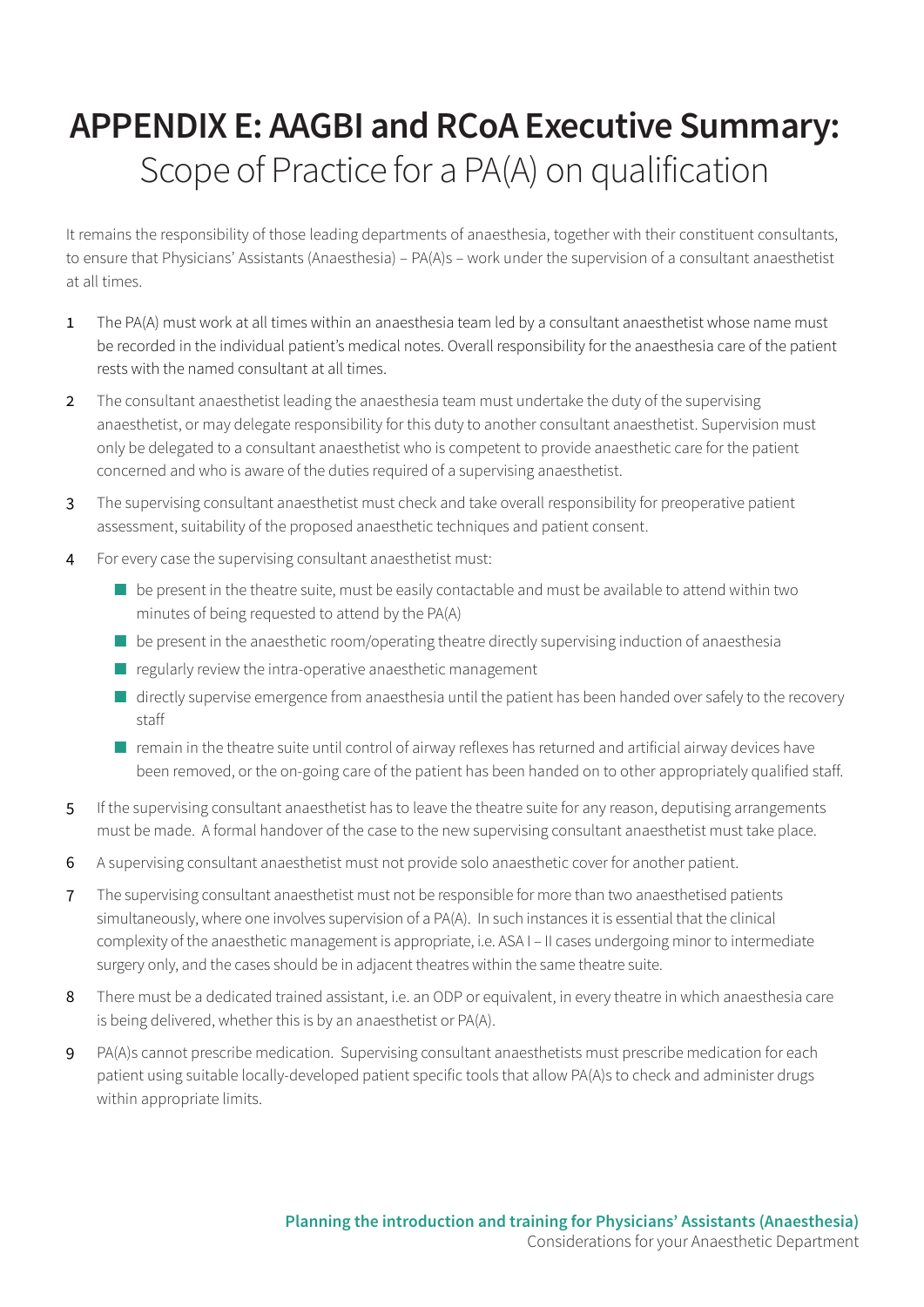# APPENDIX E: AAGBI and RCoA Executive Summary: Scope of Practice for a PA(A) on qualification

It remains the responsibility of those leading departments of anaesthesia, together with their constituent consultants, to ensure that Physicians' Assistants (Anaesthesia) – PA(A)s – work under the supervision of a consultant anaesthetist at all times.

1. The PA(A) must work at all times within an anaesthesia team led by a consultant anaesthetist whose name must be recorded in the individual patient's medical notes. Overall responsibility for the anaesthesia care of the patient rests with the named consultant at all times.
2. The consultant anaesthetist leading the anaesthesia team must undertake the duty of the supervising anaesthetist, or may delegate responsibility for this duty to another consultant anaesthetist. Supervision must only be delegated to a consultant anaesthetist who is competent to provide anaesthetic care for the patient concerned and who is aware of the duties required of a supervising anaesthetist.
3. The supervising consultant anaesthetist must check and take overall responsibility for preoperative patient assessment, suitability of the proposed anaesthetic techniques and patient consent.
4. For every case the supervising consultant anaesthetist must:
   - be present in the theatre suite, must be easily contactable and must be available to attend within two minutes of being requested to attend by the PA(A)
   - be present in the anaesthetic room/operating theatre directly supervising induction of anaesthesia
   - regularly review the intra-operative anaesthetic management
   - directly supervise emergence from anaesthesia until the patient has been handed over safely to the recovery staff
   - remain in the theatre suite until control of airway reflexes has returned and artificial airway devices have been removed, or the on-going care of the patient has been handed on to other appropriately qualified staff.
5. If the supervising consultant anaesthetist has to leave the theatre suite for any reason, deputising arrangements must be made. A formal handover of the case to the new supervising consultant anaesthetist must take place.
6. A supervising consultant anaesthetist must not provide solo anaesthetic cover for another patient.
7. The supervising consultant anaesthetist must not be responsible for more than two anaesthetised patients simultaneously, where one involves supervision of a PA(A). In such instances it is essential that the clinical complexity of the anaesthetic management is appropriate, i.e. ASA I – II cases undergoing minor to intermediate surgery only, and the cases should be in adjacent theatres within the same theatre suite.
8. There must be a dedicated trained assistant, i.e. an ODP or equivalent, in every theatre in which anaesthesia care is being delivered, whether this is by an anaesthetist or PA(A).
9. PA(A)s cannot prescribe medication. Supervising consultant anaesthetists must prescribe medication for each patient using suitable locally-developed patient specific tools that allow PA(A)s to check and administer drugs within appropriate limits.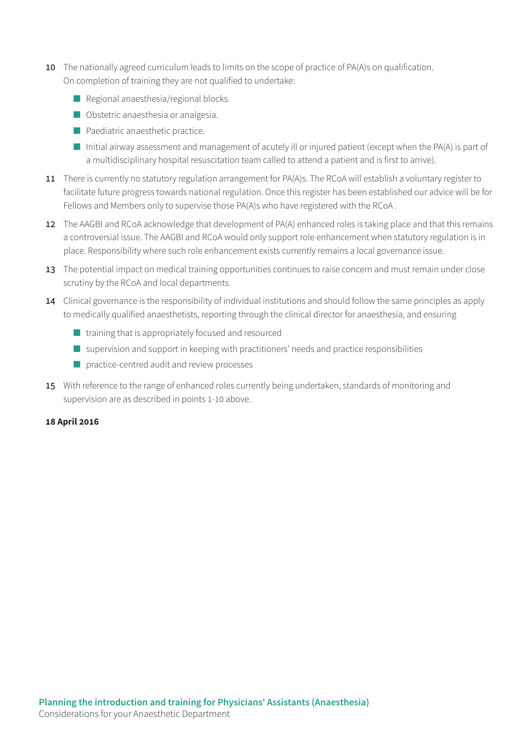10 The nationally agreed curriculum leads to limits on the scope of practice of PA(A)s on qualification. On completion of training they are not qualified to undertake:

- Regional anaesthesia/regional blocks.
- Obstetric anaesthesia or analgesia.
- Paediatric anaesthetic practice.
- Initial airway assessment and management of acutely ill or injured patient (except when the PA(A) is part of a multidisciplinary hospital resuscitation team called to attend a patient and is first to arrive).

11 There is currently no statutory regulation arrangement for PA(A)s. The RCoA will establish a voluntary register to facilitate future progress towards national regulation. Once this register has been established our advice will be for Fellows and Members only to supervise those PA(A)s who have registered with the RCoA .

12 The AAGBI and RCoA acknowledge that development of PA(A) enhanced roles is taking place and that this remains a controversial issue. The AAGBI and RCoA would only support role enhancement when statutory regulation is in place. Responsibility where such role enhancement exists currently remains a local governance issue.

13 The potential impact on medical training opportunities continues to raise concern and must remain under close scrutiny by the RCoA and local departments.

14 Clinical governance is the responsibility of individual institutions and should follow the same principles as apply to medically qualified anaesthetists, reporting through the clinical director for anaesthesia, and ensuring

- training that is appropriately focused and resourced
- supervision and support in keeping with practitioners' needs and practice responsibilities
- practice-centred audit and review processes

15 With reference to the range of enhanced roles currently being undertaken, standards of monitoring and supervision are as described in points 1-10 above.

**18 April 2016**